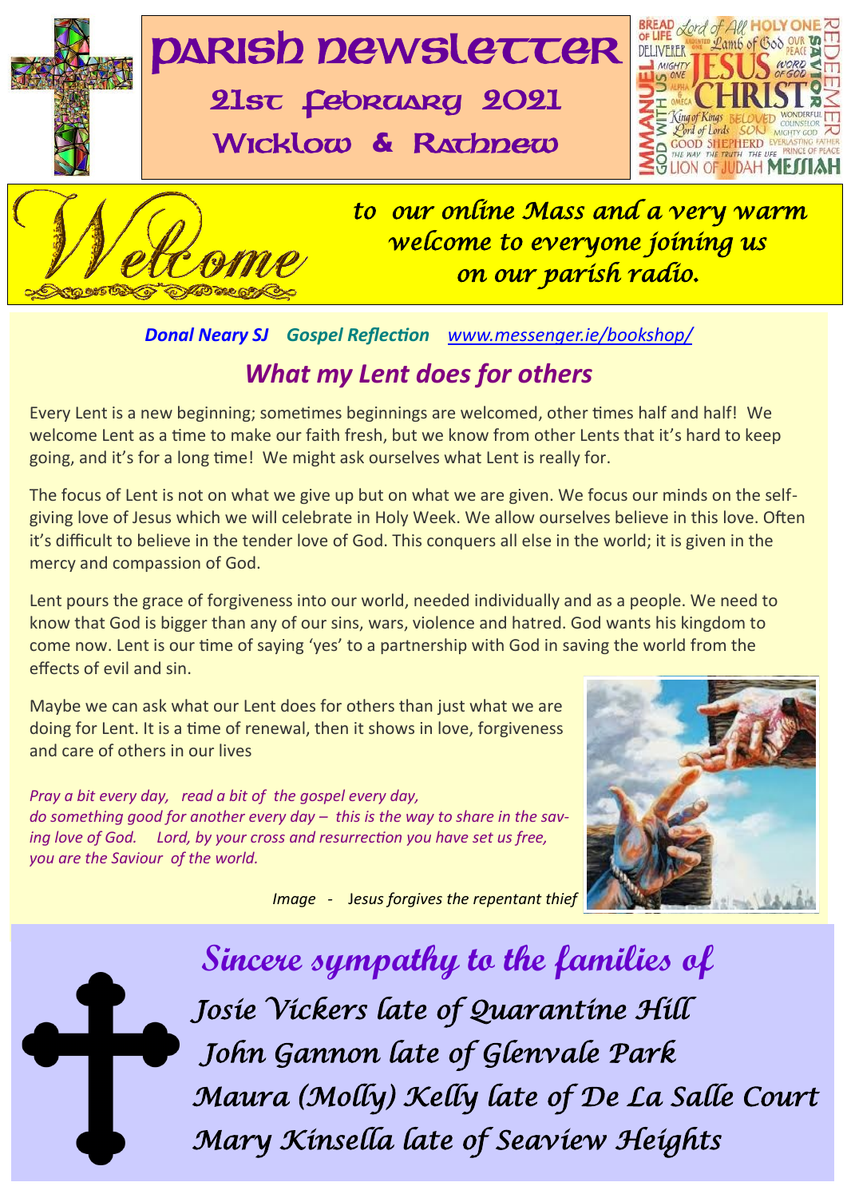# Parish Newsletter

## 21st February 2021

## Wicklow & Rathnew

*Welcome* *to our online Mass and a very warm welcome to everyone joining us on our parish radio.*

***Donal Neary SJ*** ***Gospel Reflection*** *www.messenger.ie/bookshop/*

## *What my Lent does for others*

Every Lent is a new beginning; sometimes beginnings are welcomed, other times half and half! We welcome Lent as a time to make our faith fresh, but we know from other Lents that it's hard to keep going, and it's for a long time! We might ask ourselves what Lent is really for.

The focus of Lent is not on what we give up but on what we are given. We focus our minds on the self-giving love of Jesus which we will celebrate in Holy Week. We allow ourselves believe in this love. Often it's difficult to believe in the tender love of God. This conquers all else in the world; it is given in the mercy and compassion of God.

Lent pours the grace of forgiveness into our world, needed individually and as a people. We need to know that God is bigger than any of our sins, wars, violence and hatred. God wants his kingdom to come now. Lent is our time of saying 'yes' to a partnership with God in saving the world from the effects of evil and sin.

Maybe we can ask what our Lent does for others than just what we are doing for Lent. It is a time of renewal, then it shows in love, forgiveness and care of others in our lives

*Pray a bit every day, read a bit of the gospel every day, do something good for another every day – this is the way to share in the saving love of God. Lord, by your cross and resurrection you have set us free, you are the Saviour of the world.*

*Image - Jesus forgives the repentant thief*

## *Sincere sympathy to the families of*

*Josie Vickers late of Quarantine Hill*

*John Gannon late of Glenvale Park*

*Maura (Molly) Kelly late of De La Salle Court*

*Mary Kinsella late of Seaview Heights*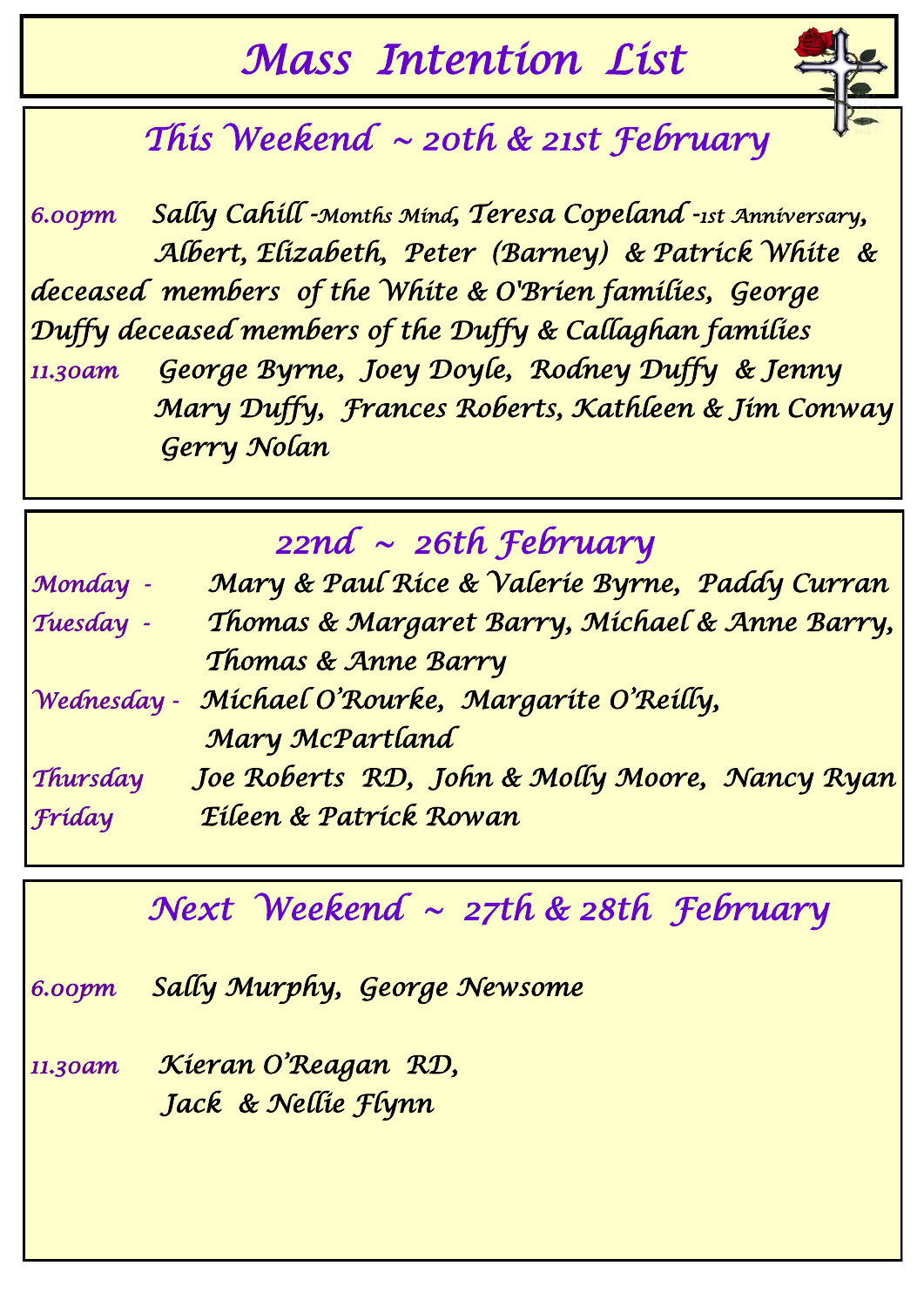# Mass Intention List

## This Weekend ~ 20th & 21st February

*6.00pm* Sally Cahill -Months Mind, Teresa Copeland -1st Anniversary, Albert, Elizabeth, Peter (Barney) & Patrick White & deceased members of the White & O'Brien families, George Duffy deceased members of the Duffy & Callaghan families

*11.30am* George Byrne, Joey Doyle, Rodney Duffy & Jenny Mary Duffy, Frances Roberts, Kathleen & Jim Conway Gerry Nolan

## 22nd ~ 26th February

*Monday -* Mary & Paul Rice & Valerie Byrne, Paddy Curran

*Tuesday -* Thomas & Margaret Barry, Michael & Anne Barry, Thomas & Anne Barry

*Wednesday -* Michael O'Rourke, Margarite O'Reilly, Mary McPartland

*Thursday* Joe Roberts RD, John & Molly Moore, Nancy Ryan

*Friday* Eileen & Patrick Rowan

## Next Weekend ~ 27th & 28th February

*6.00pm* Sally Murphy, George Newsome

*11.30am* Kieran O'Reagan RD, Jack & Nellie Flynn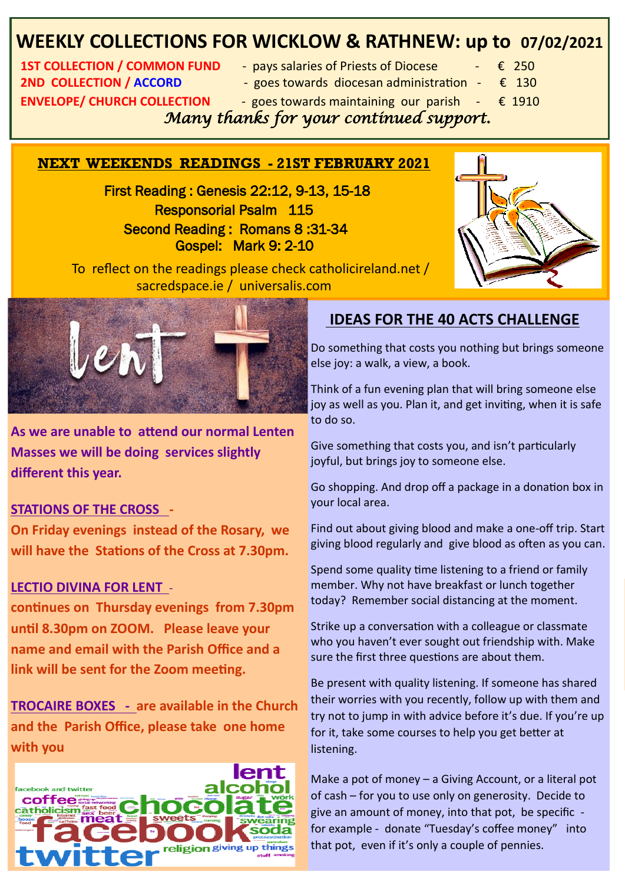# WEEKLY COLLECTIONS FOR WICKLOW & RATHNEW: up to 07/02/2021

| | | |
|---|---|---|
| **1ST COLLECTION / COMMON FUND** | - pays salaries of Priests of Diocese | - € 250 |
| **2ND COLLECTION / ACCORD** | - goes towards diocesan administration | - € 130 |
| **ENVELOPE/ CHURCH COLLECTION** | - goes towards maintaining our parish | - € 1910 |

*Many thanks for your continued support.*

## NEXT WEEKENDS READINGS - 21ST FEBRUARY 2021

First Reading : Genesis 22:12, 9-13, 15-18

Responsorial Psalm 115

Second Reading : Romans 8 :31-34

Gospel: Mark 9: 2-10

To reflect on the readings please check catholicireland.net / sacredspace.ie / universalis.com

**As we are unable to attend our normal Lenten Masses we will be doing services slightly different this year.**

**STATIONS OF THE CROSS -**

**On Friday evenings instead of the Rosary, we will have the Stations of the Cross at 7.30pm.**

**LECTIO DIVINA FOR LENT -**

**continues on Thursday evenings from 7.30pm until 8.30pm on ZOOM. Please leave your name and email with the Parish Office and a link will be sent for the Zoom meeting.**

**TROCAIRE BOXES - are available in the Church and the Parish Office, please take one home with you**

## IDEAS FOR THE 40 ACTS CHALLENGE

Do something that costs you nothing but brings someone else joy: a walk, a view, a book.

Think of a fun evening plan that will bring someone else joy as well as you. Plan it, and get inviting, when it is safe to do so.

Give something that costs you, and isn't particularly joyful, but brings joy to someone else.

Go shopping. And drop off a package in a donation box in your local area.

Find out about giving blood and make a one-off trip. Start giving blood regularly and give blood as often as you can.

Spend some quality time listening to a friend or family member. Why not have breakfast or lunch together today? Remember social distancing at the moment.

Strike up a conversation with a colleague or classmate who you haven't ever sought out friendship with. Make sure the first three questions are about them.

Be present with quality listening. If someone has shared their worries with you recently, follow up with them and try not to jump in with advice before it's due. If you're up for it, take some courses to help you get better at listening.

Make a pot of money – a Giving Account, or a literal pot of cash – for you to use only on generosity. Decide to give an amount of money, into that pot, be specific - for example - donate "Tuesday's coffee money" into that pot, even if it's only a couple of pennies.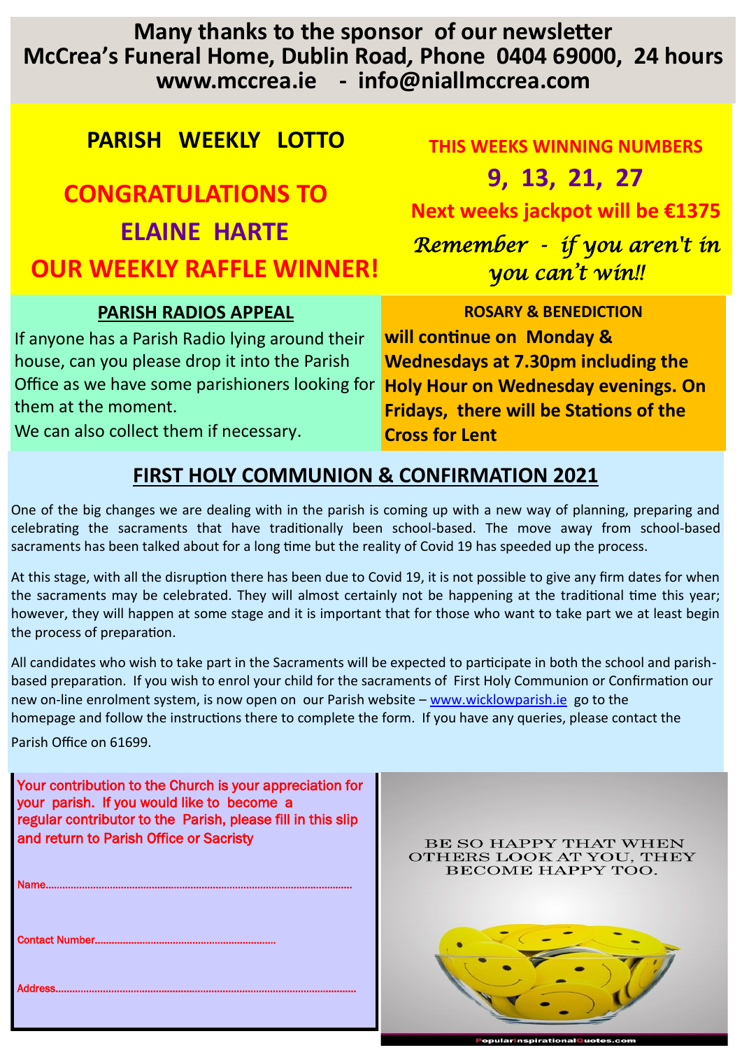**Many thanks to the sponsor of our newsletter**
**McCrea's Funeral Home, Dublin Road, Phone 0404 69000, 24 hours**
**www.mccrea.ie - info@niallmccrea.com**

## PARISH WEEKLY LOTTO

**CONGRATULATIONS TO**
**ELAINE HARTE**
**OUR WEEKLY RAFFLE WINNER!**

**THIS WEEKS WINNING NUMBERS**

**9, 13, 21, 27**

**Next weeks jackpot will be €1375**

*Remember - if you aren't in you can't win!!*

### PARISH RADIOS APPEAL

If anyone has a Parish Radio lying around their house, can you please drop it into the Parish Office as we have some parishioners looking for them at the moment.
We can also collect them if necessary.

### ROSARY & BENEDICTION

**will continue on Monday & Wednesdays at 7.30pm including the Holy Hour on Wednesday evenings. On Fridays, there will be Stations of the Cross for Lent**

## FIRST HOLY COMMUNION & CONFIRMATION 2021

One of the big changes we are dealing with in the parish is coming up with a new way of planning, preparing and celebrating the sacraments that have traditionally been school-based. The move away from school-based sacraments has been talked about for a long time but the reality of Covid 19 has speeded up the process.

At this stage, with all the disruption there has been due to Covid 19, it is not possible to give any firm dates for when the sacraments may be celebrated. They will almost certainly not be happening at the traditional time this year; however, they will happen at some stage and it is important that for those who want to take part we at least begin the process of preparation.

All candidates who wish to take part in the Sacraments will be expected to participate in both the school and parish-based preparation. If you wish to enrol your child for the sacraments of First Holy Communion or Confirmation our new on-line enrolment system, is now open on our Parish website – www.wicklowparish.ie go to the homepage and follow the instructions there to complete the form. If you have any queries, please contact the Parish Office on 61699.

Your contribution to the Church is your appreciation for your parish. If you would like to become a regular contributor to the Parish, please fill in this slip and return to Parish Office or Sacristy

Name.......................................................................................................

Contact Number..............................................................

Address.......................................................................................................

BE SO HAPPY THAT WHEN OTHERS LOOK AT YOU, THEY BECOME HAPPY TOO.

PopularInspirationalQuotes.com